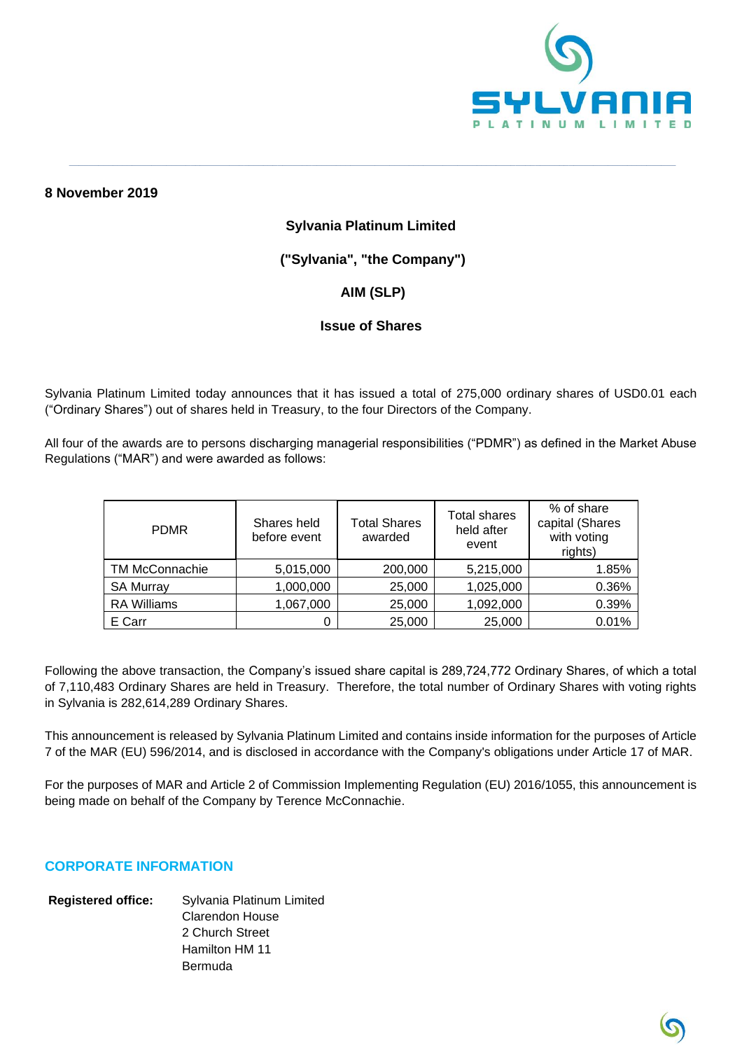**8 November 2019**

**Sylvania Platinum Limited**

**("Sylvania", "the Company")**

**AIM (SLP)**

**Issue of Shares**

Sylvania Platinum Limited today announces that it has issued a total of 275,000 ordinary shares of USD0.01 each ("Ordinary Shares") out of shares held in Treasury, to the four Directors of the Company.

All four of the awards are to persons discharging managerial responsibilities ("PDMR") as defined in the Market Abuse Regulations ("MAR") and were awarded as follows:

| PDMR | Shares held before event | Total Shares awarded | Total shares held after event | % of share capital (Shares with voting rights) |
|---|---|---|---|---|
| TM McConnachie | 5,015,000 | 200,000 | 5,215,000 | 1.85% |
| SA Murray | 1,000,000 | 25,000 | 1,025,000 | 0.36% |
| RA Williams | 1,067,000 | 25,000 | 1,092,000 | 0.39% |
| E Carr | 0 | 25,000 | 25,000 | 0.01% |

Following the above transaction, the Company's issued share capital is 289,724,772 Ordinary Shares, of which a total of 7,110,483 Ordinary Shares are held in Treasury. Therefore, the total number of Ordinary Shares with voting rights in Sylvania is 282,614,289 Ordinary Shares.

This announcement is released by Sylvania Platinum Limited and contains inside information for the purposes of Article 7 of the MAR (EU) 596/2014, and is disclosed in accordance with the Company's obligations under Article 17 of MAR.

For the purposes of MAR and Article 2 of Commission Implementing Regulation (EU) 2016/1055, this announcement is being made on behalf of the Company by Terence McConnachie.

## CORPORATE INFORMATION

**Registered office:** Sylvania Platinum Limited
Clarendon House
2 Church Street
Hamilton HM 11
Bermuda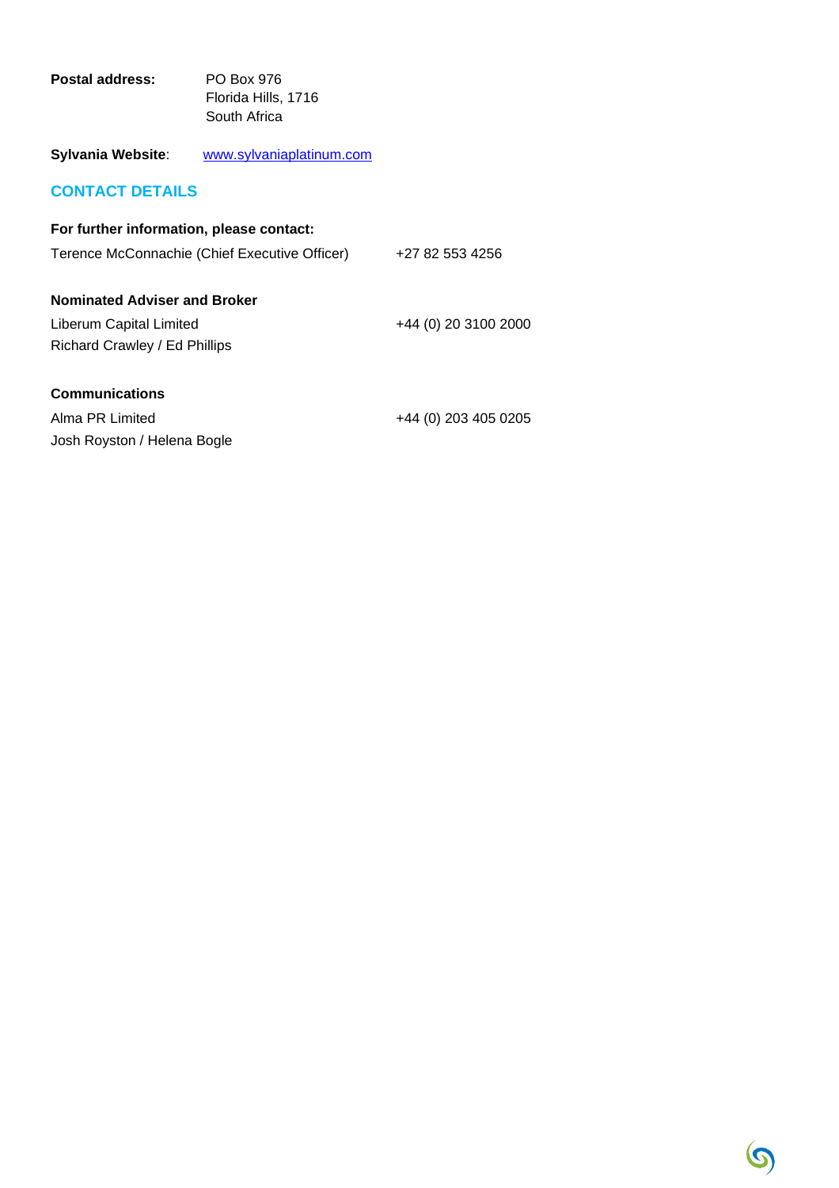**Postal address:** PO Box 976
Florida Hills, 1716
South Africa

**Sylvania Website**: [www.sylvaniaplatinum.com](http://www.sylvaniaplatinum.com)

## CONTACT DETAILS

**For further information, please contact:**

Terence McConnachie (Chief Executive Officer) +27 82 553 4256

**Nominated Adviser and Broker**

Liberum Capital Limited +44 (0) 20 3100 2000
Richard Crawley / Ed Phillips

**Communications**

Alma PR Limited +44 (0) 203 405 0205
Josh Royston / Helena Bogle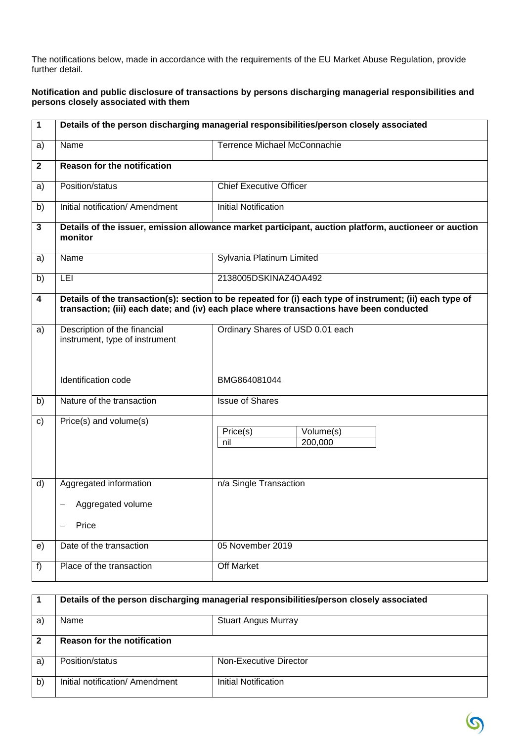The notifications below, made in accordance with the requirements of the EU Market Abuse Regulation, provide further detail.

**Notification and public disclosure of transactions by persons discharging managerial responsibilities and persons closely associated with them**

| **1** | **Details of the person discharging managerial responsibilities/person closely associated** | |
|---|---|---|
| a) | Name | Terrence Michael McConnachie |
| **2** | **Reason for the notification** | |
| a) | Position/status | Chief Executive Officer |
| b) | Initial notification/ Amendment | Initial Notification |
| **3** | **Details of the issuer, emission allowance market participant, auction platform, auctioneer or auction monitor** | |
| a) | Name | Sylvania Platinum Limited |
| b) | LEI | 2138005DSKINAZ4OA492 |
| **4** | **Details of the transaction(s): section to be repeated for (i) each type of instrument; (ii) each type of transaction; (iii) each date; and (iv) each place where transactions have been conducted** | |
| a) | Description of the financial instrument, type of instrument<br><br>Identification code | Ordinary Shares of USD 0.01 each<br><br>BMG864081044 |
| b) | Nature of the transaction | Issue of Shares |
| c) | Price(s) and volume(s) | Price(s): nil; Volume(s): 200,000 |
| d) | Aggregated information<br>– Aggregated volume<br>– Price | n/a Single Transaction |
| e) | Date of the transaction | 05 November 2019 |
| f) | Place of the transaction | Off Market |

| **1** | **Details of the person discharging managerial responsibilities/person closely associated** | |
|---|---|---|
| a) | Name | Stuart Angus Murray |
| **2** | **Reason for the notification** | |
| a) | Position/status | Non-Executive Director |
| b) | Initial notification/ Amendment | Initial Notification |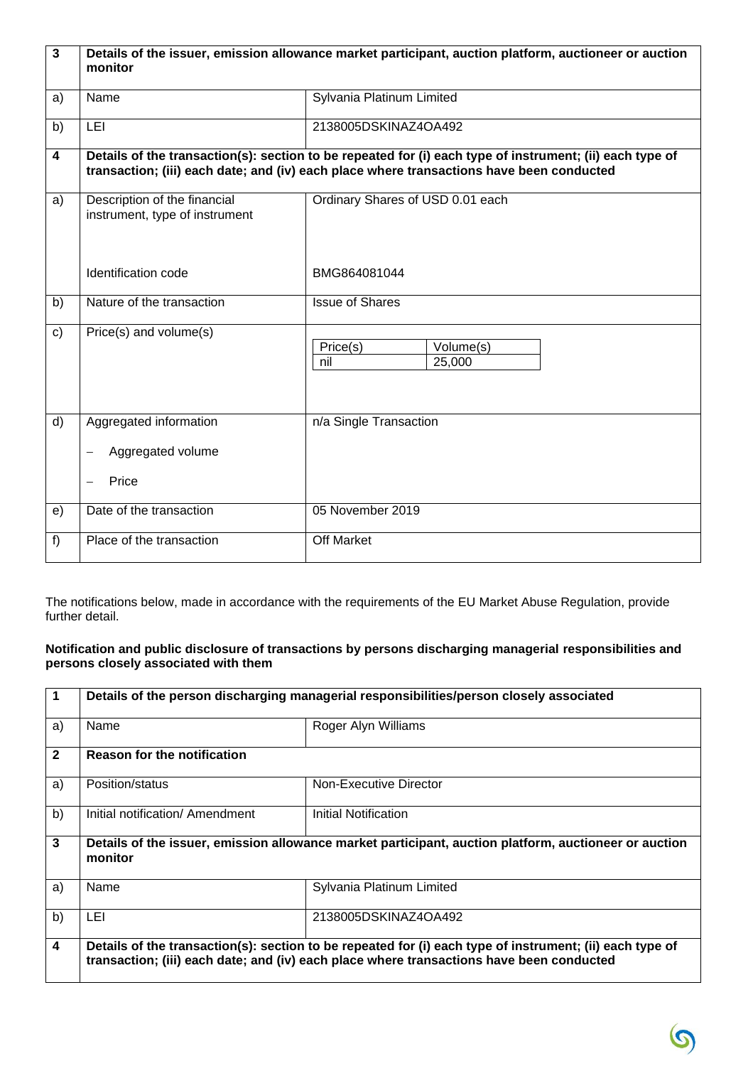| 3 | Details of the issuer, emission allowance market participant, auction platform, auctioneer or auction monitor | |
|---|---|---|
| a) | Name | Sylvania Platinum Limited |
| b) | LEI | 2138005DSKINAZ4OA492 |
| **4** | **Details of the transaction(s): section to be repeated for (i) each type of instrument; (ii) each type of transaction; (iii) each date; and (iv) each place where transactions have been conducted** | |
| a) | Description of the financial instrument, type of instrument<br><br>Identification code | Ordinary Shares of USD 0.01 each<br><br>BMG864081044 |
| b) | Nature of the transaction | Issue of Shares |
| c) | Price(s) and volume(s) | Price(s): nil<br>Volume(s): 25,000 |
| d) | Aggregated information<br>– Aggregated volume<br>– Price | n/a Single Transaction |
| e) | Date of the transaction | 05 November 2019 |
| f) | Place of the transaction | Off Market |

The notifications below, made in accordance with the requirements of the EU Market Abuse Regulation, provide further detail.

**Notification and public disclosure of transactions by persons discharging managerial responsibilities and persons closely associated with them**

| 1 | Details of the person discharging managerial responsibilities/person closely associated | |
|---|---|---|
| a) | Name | Roger Alyn Williams |
| **2** | **Reason for the notification** | |
| a) | Position/status | Non-Executive Director |
| b) | Initial notification/ Amendment | Initial Notification |
| **3** | **Details of the issuer, emission allowance market participant, auction platform, auctioneer or auction monitor** | |
| a) | Name | Sylvania Platinum Limited |
| b) | LEI | 2138005DSKINAZ4OA492 |
| **4** | **Details of the transaction(s): section to be repeated for (i) each type of instrument; (ii) each type of transaction; (iii) each date; and (iv) each place where transactions have been conducted** | |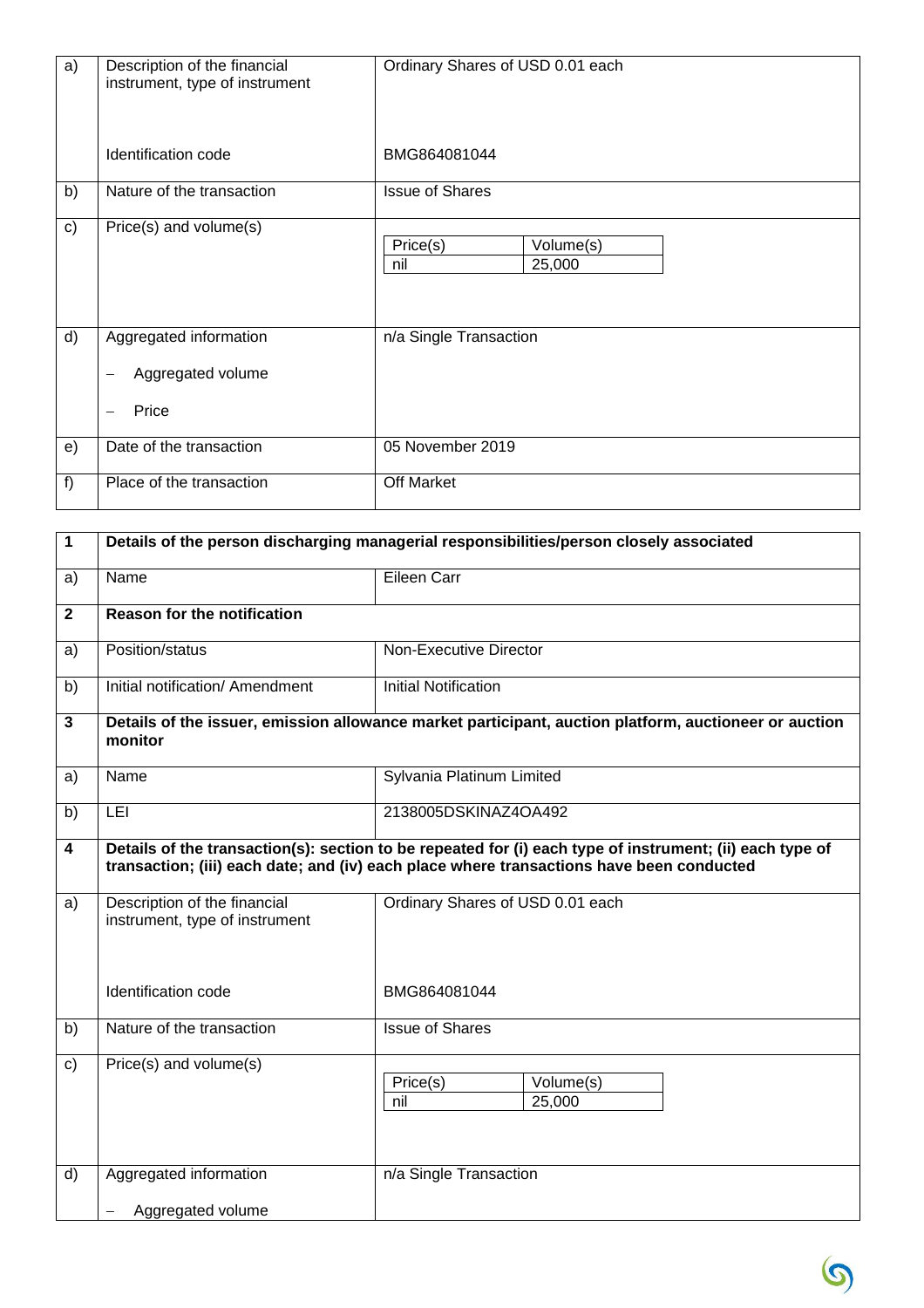| | | |
|---|---|---|
| a) | Description of the financial instrument, type of instrument<br><br>Identification code | Ordinary Shares of USD 0.01 each<br><br>BMG864081044 |
| b) | Nature of the transaction | Issue of Shares |
| c) | Price(s) and volume(s) | Price(s): nil<br>Volume(s): 25,000 |
| d) | Aggregated information<br>– Aggregated volume<br>– Price | n/a Single Transaction |
| e) | Date of the transaction | 05 November 2019 |
| f) | Place of the transaction | Off Market |

| | | |
|---|---|---|
| **1** | **Details of the person discharging managerial responsibilities/person closely associated** | |
| a) | Name | Eileen Carr |
| **2** | **Reason for the notification** | |
| a) | Position/status | Non-Executive Director |
| b) | Initial notification/ Amendment | Initial Notification |
| **3** | **Details of the issuer, emission allowance market participant, auction platform, auctioneer or auction monitor** | |
| a) | Name | Sylvania Platinum Limited |
| b) | LEI | 2138005DSKINAZ4OA492 |
| **4** | **Details of the transaction(s): section to be repeated for (i) each type of instrument; (ii) each type of transaction; (iii) each date; and (iv) each place where transactions have been conducted** | |
| a) | Description of the financial instrument, type of instrument<br><br>Identification code | Ordinary Shares of USD 0.01 each<br><br>BMG864081044 |
| b) | Nature of the transaction | Issue of Shares |
| c) | Price(s) and volume(s) | Price(s): nil<br>Volume(s): 25,000 |
| d) | Aggregated information<br>– Aggregated volume | n/a Single Transaction |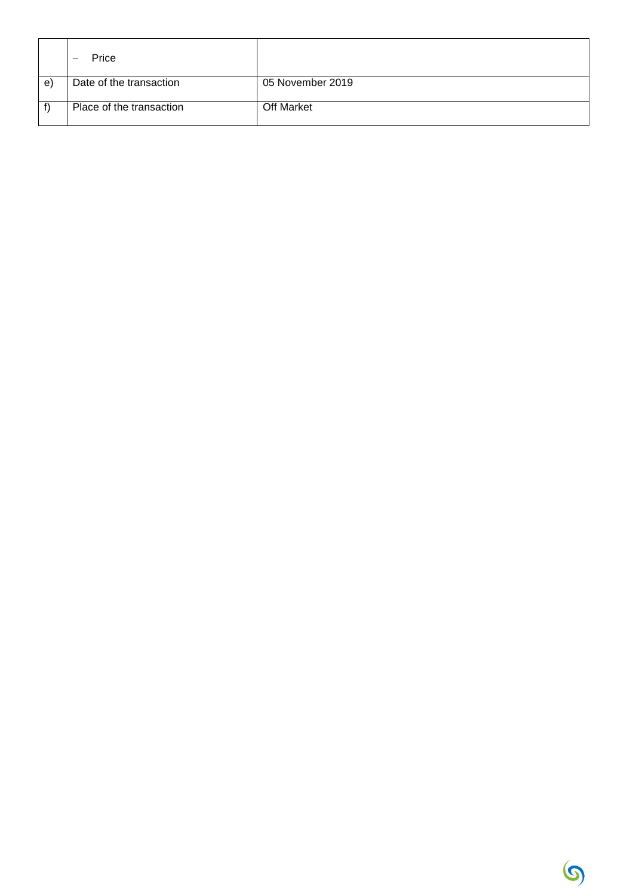| | | |
|---|---|---|
| | – Price | |
| e) | Date of the transaction | 05 November 2019 |
| f) | Place of the transaction | Off Market |